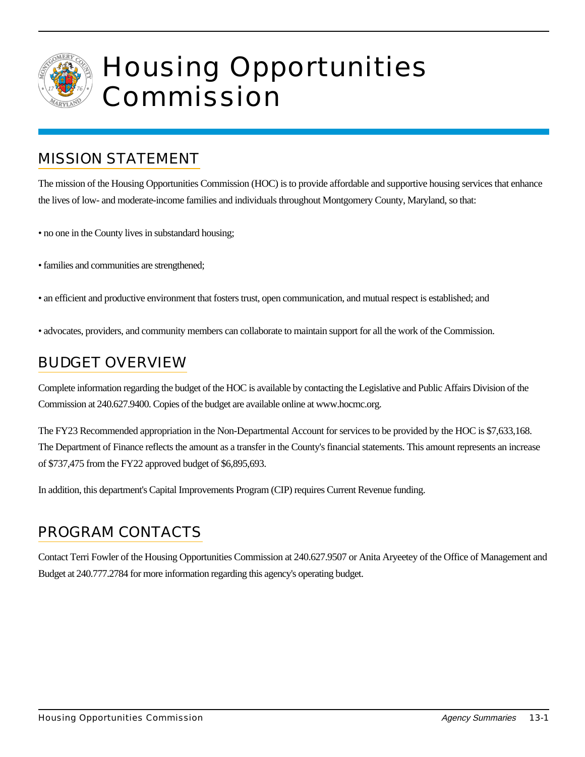# Housing Opportunities Commission

## MISSION STATEMENT

The mission of the Housing Opportunities Commission (HOC) is to provide affordable and supportive housing services that enhance the lives of low- and moderate-income families and individuals throughout Montgomery County, Maryland, so that:

- no one in the County lives in substandard housing;
- families and communities are strengthened;
- an efficient and productive environment that fosters trust, open communication, and mutual respect is established; and
- advocates, providers, and community members can collaborate to maintain support for all the work of the Commission.

## BUDGET OVERVIEW

Complete information regarding the budget of the HOC is available by contacting the Legislative and Public Affairs Division of the Commission at 240.627.9400. Copies of the budget are available online at www.hocmc.org.

The FY23 Recommended appropriation in the Non-Departmental Account for services to be provided by the HOC is $7,633,168. The Department of Finance reflects the amount as a transfer in the County's financial statements. This amount represents an increase of $737,475 from the FY22 approved budget of $6,895,693.

In addition, this department's Capital Improvements Program (CIP) requires Current Revenue funding.

## PROGRAM CONTACTS

Contact Terri Fowler of the Housing Opportunities Commission at 240.627.9507 or Anita Aryeetey of the Office of Management and Budget at 240.777.2784 for more information regarding this agency's operating budget.